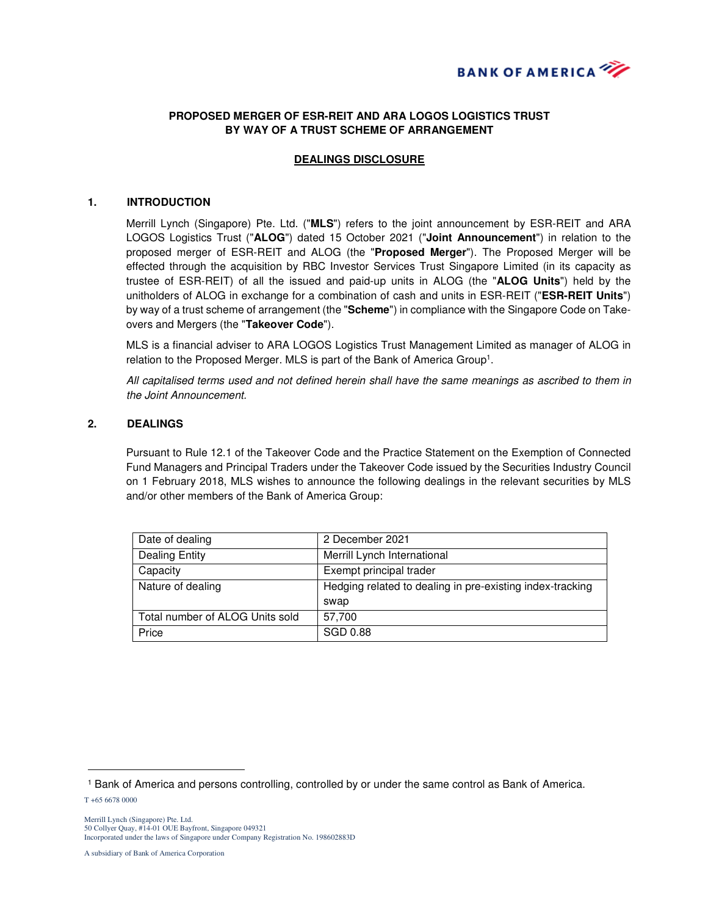**PROPOSED MERGER OF ESR-REIT AND ARA LOGOS LOGISTICS TRUST BY WAY OF A TRUST SCHEME OF ARRANGEMENT**

**DEALINGS DISCLOSURE**

## 1. INTRODUCTION

Merrill Lynch (Singapore) Pte. Ltd. ("**MLS**") refers to the joint announcement by ESR-REIT and ARA LOGOS Logistics Trust ("**ALOG**") dated 15 October 2021 ("**Joint Announcement**") in relation to the proposed merger of ESR-REIT and ALOG (the "**Proposed Merger**"). The Proposed Merger will be effected through the acquisition by RBC Investor Services Trust Singapore Limited (in its capacity as trustee of ESR-REIT) of all the issued and paid-up units in ALOG (the "**ALOG Units**") held by the unitholders of ALOG in exchange for a combination of cash and units in ESR-REIT ("**ESR-REIT Units**") by way of a trust scheme of arrangement (the "**Scheme**") in compliance with the Singapore Code on Take-overs and Mergers (the "**Takeover Code**").

MLS is a financial adviser to ARA LOGOS Logistics Trust Management Limited as manager of ALOG in relation to the Proposed Merger. MLS is part of the Bank of America Group[1].

*All capitalised terms used and not defined herein shall have the same meanings as ascribed to them in the Joint Announcement.*

## 2. DEALINGS

Pursuant to Rule 12.1 of the Takeover Code and the Practice Statement on the Exemption of Connected Fund Managers and Principal Traders under the Takeover Code issued by the Securities Industry Council on 1 February 2018, MLS wishes to announce the following dealings in the relevant securities by MLS and/or other members of the Bank of America Group:

| | |
|---|---|
| Date of dealing | 2 December 2021 |
| Dealing Entity | Merrill Lynch International |
| Capacity | Exempt principal trader |
| Nature of dealing | Hedging related to dealing in pre-existing index-tracking swap |
| Total number of ALOG Units sold | 57,700 |
| Price | SGD 0.88 |

[1] Bank of America and persons controlling, controlled by or under the same control as Bank of America.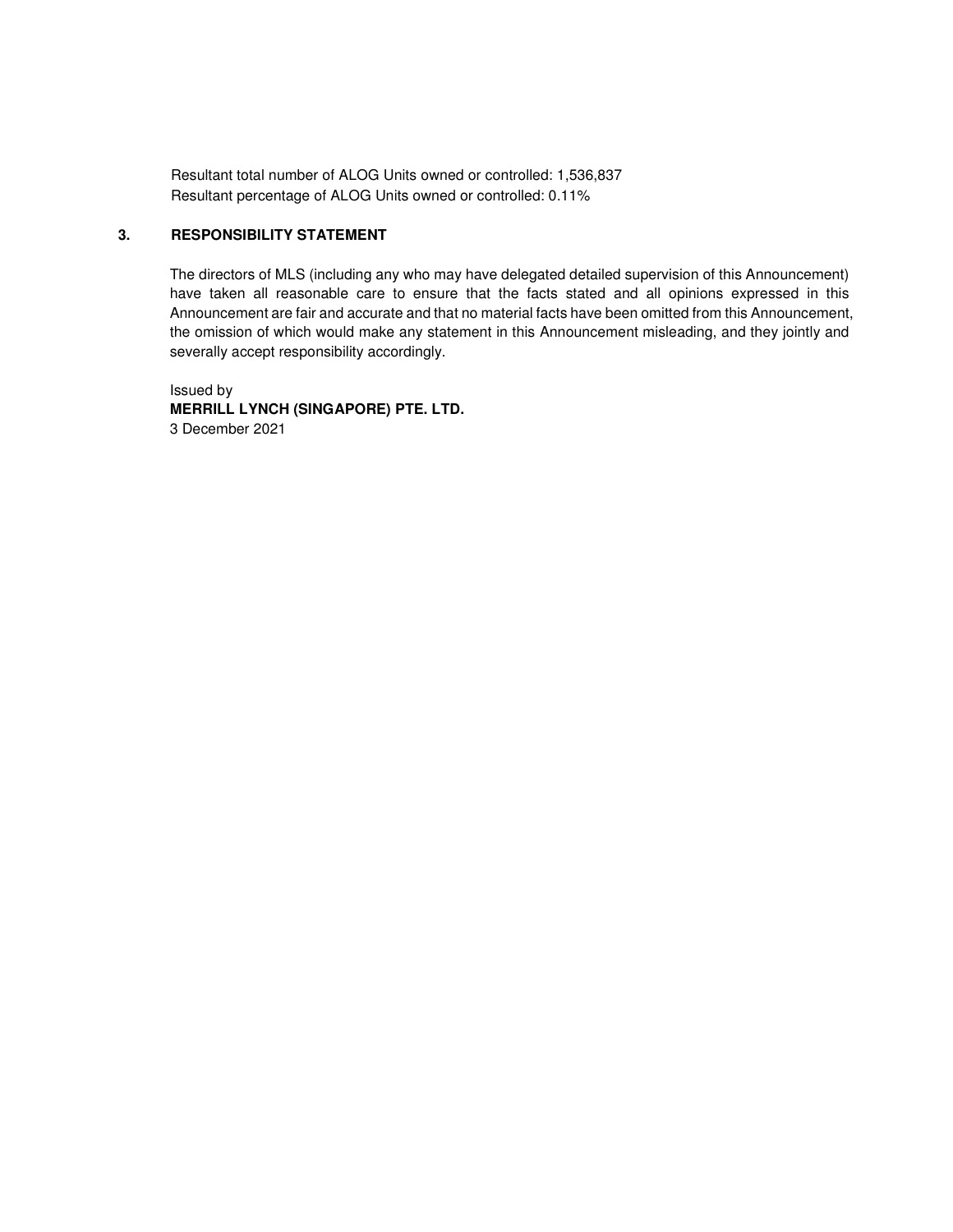Resultant total number of ALOG Units owned or controlled: 1,536,837
Resultant percentage of ALOG Units owned or controlled: 0.11%

## 3. RESPONSIBILITY STATEMENT

The directors of MLS (including any who may have delegated detailed supervision of this Announcement) have taken all reasonable care to ensure that the facts stated and all opinions expressed in this Announcement are fair and accurate and that no material facts have been omitted from this Announcement, the omission of which would make any statement in this Announcement misleading, and they jointly and severally accept responsibility accordingly.

Issued by
**MERRILL LYNCH (SINGAPORE) PTE. LTD.**
3 December 2021